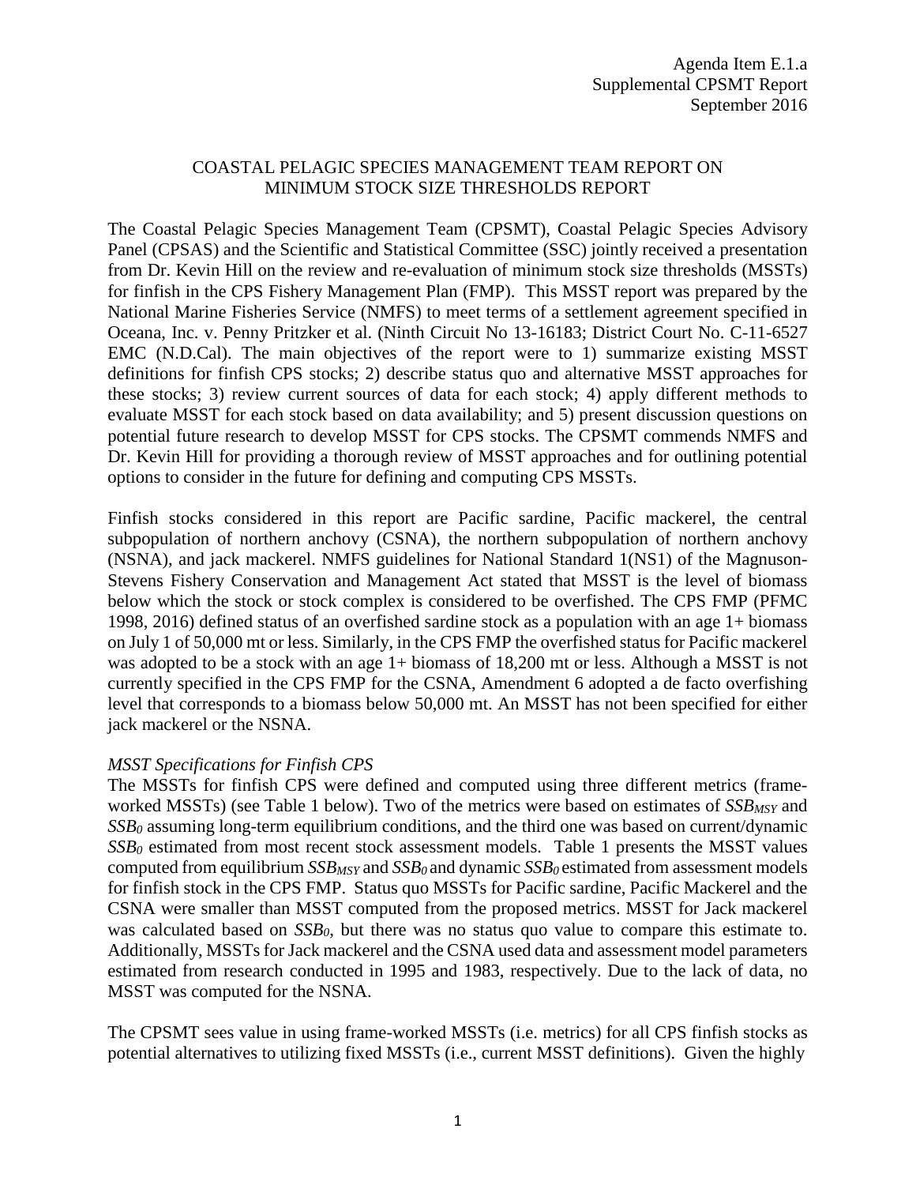Agenda Item E.1.a
Supplemental CPSMT Report
September 2016

# COASTAL PELAGIC SPECIES MANAGEMENT TEAM REPORT ON MINIMUM STOCK SIZE THRESHOLDS REPORT

The Coastal Pelagic Species Management Team (CPSMT), Coastal Pelagic Species Advisory Panel (CPSAS) and the Scientific and Statistical Committee (SSC) jointly received a presentation from Dr. Kevin Hill on the review and re-evaluation of minimum stock size thresholds (MSSTs) for finfish in the CPS Fishery Management Plan (FMP). This MSST report was prepared by the National Marine Fisheries Service (NMFS) to meet terms of a settlement agreement specified in Oceana, Inc. v. Penny Pritzker et al. (Ninth Circuit No 13-16183; District Court No. C-11-6527 EMC (N.D.Cal). The main objectives of the report were to 1) summarize existing MSST definitions for finfish CPS stocks; 2) describe status quo and alternative MSST approaches for these stocks; 3) review current sources of data for each stock; 4) apply different methods to evaluate MSST for each stock based on data availability; and 5) present discussion questions on potential future research to develop MSST for CPS stocks. The CPSMT commends NMFS and Dr. Kevin Hill for providing a thorough review of MSST approaches and for outlining potential options to consider in the future for defining and computing CPS MSSTs.

Finfish stocks considered in this report are Pacific sardine, Pacific mackerel, the central subpopulation of northern anchovy (CSNA), the northern subpopulation of northern anchovy (NSNA), and jack mackerel. NMFS guidelines for National Standard 1(NS1) of the Magnuson-Stevens Fishery Conservation and Management Act stated that MSST is the level of biomass below which the stock or stock complex is considered to be overfished. The CPS FMP (PFMC 1998, 2016) defined status of an overfished sardine stock as a population with an age 1+ biomass on July 1 of 50,000 mt or less. Similarly, in the CPS FMP the overfished status for Pacific mackerel was adopted to be a stock with an age 1+ biomass of 18,200 mt or less. Although a MSST is not currently specified in the CPS FMP for the CSNA, Amendment 6 adopted a de facto overfishing level that corresponds to a biomass below 50,000 mt. An MSST has not been specified for either jack mackerel or the NSNA.

*MSST Specifications for Finfish CPS*

The MSSTs for finfish CPS were defined and computed using three different metrics (frame-worked MSSTs) (see Table 1 below). Two of the metrics were based on estimates of $SSB_{MSY}$ and $SSB_0$ assuming long-term equilibrium conditions, and the third one was based on current/dynamic $SSB_0$ estimated from most recent stock assessment models. Table 1 presents the MSST values computed from equilibrium $SSB_{MSY}$ and $SSB_0$ and dynamic $SSB_0$ estimated from assessment models for finfish stock in the CPS FMP. Status quo MSSTs for Pacific sardine, Pacific Mackerel and the CSNA were smaller than MSST computed from the proposed metrics. MSST for Jack mackerel was calculated based on $SSB_0$, but there was no status quo value to compare this estimate to. Additionally, MSSTs for Jack mackerel and the CSNA used data and assessment model parameters estimated from research conducted in 1995 and 1983, respectively. Due to the lack of data, no MSST was computed for the NSNA.

The CPSMT sees value in using frame-worked MSSTs (i.e. metrics) for all CPS finfish stocks as potential alternatives to utilizing fixed MSSTs (i.e., current MSST definitions). Given the highly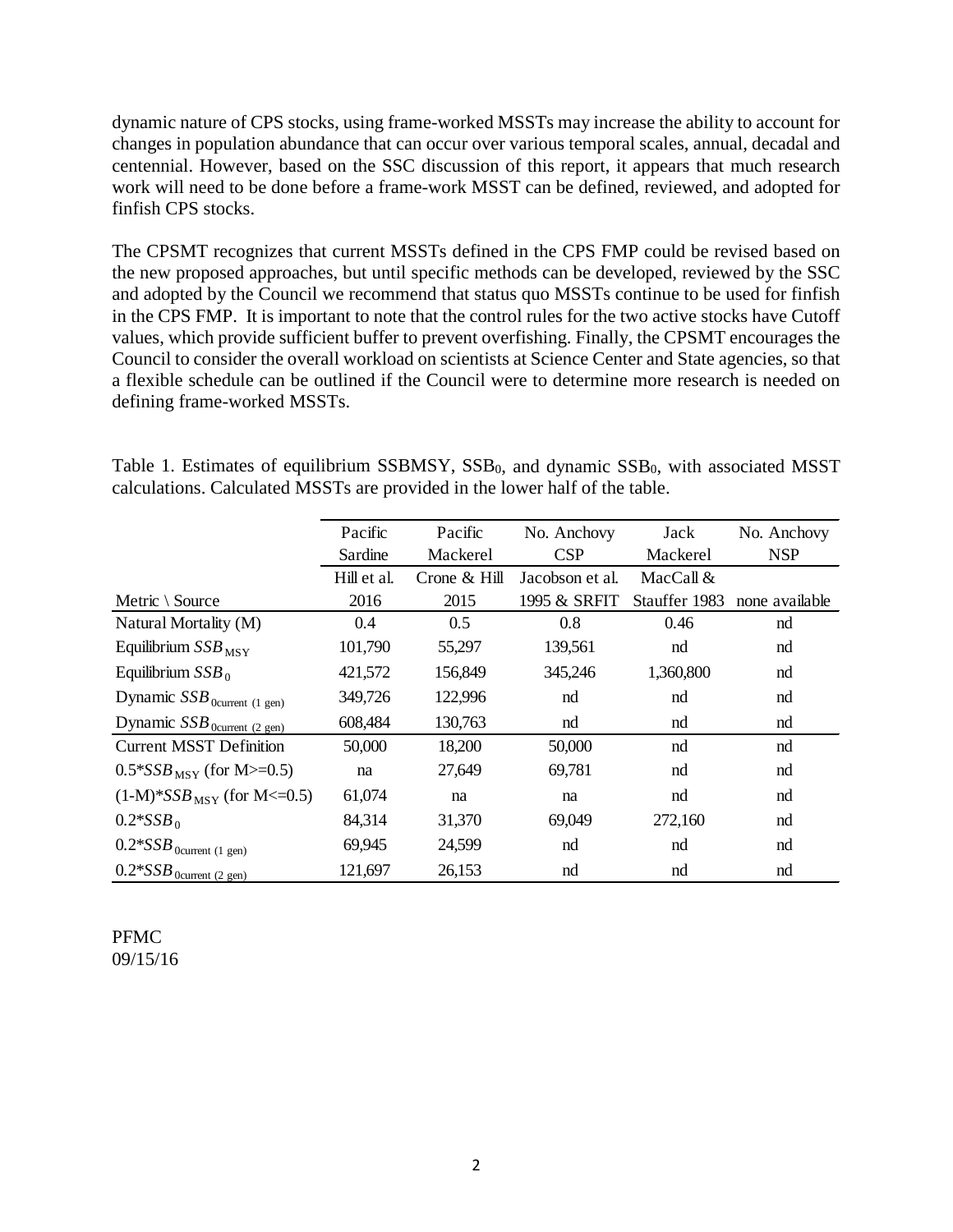dynamic nature of CPS stocks, using frame-worked MSSTs may increase the ability to account for changes in population abundance that can occur over various temporal scales, annual, decadal and centennial. However, based on the SSC discussion of this report, it appears that much research work will need to be done before a frame-work MSST can be defined, reviewed, and adopted for finfish CPS stocks.

The CPSMT recognizes that current MSSTs defined in the CPS FMP could be revised based on the new proposed approaches, but until specific methods can be developed, reviewed by the SSC and adopted by the Council we recommend that status quo MSSTs continue to be used for finfish in the CPS FMP. It is important to note that the control rules for the two active stocks have Cutoff values, which provide sufficient buffer to prevent overfishing. Finally, the CPSMT encourages the Council to consider the overall workload on scientists at Science Center and State agencies, so that a flexible schedule can be outlined if the Council were to determine more research is needed on defining frame-worked MSSTs.

Table 1. Estimates of equilibrium SSBMSY, $SSB_0$, and dynamic $SSB_0$, with associated MSST calculations. Calculated MSSTs are provided in the lower half of the table.

| | Pacific Sardine | Pacific Mackerel | No. Anchovy CSP | Jack Mackerel | No. Anchovy NSP |
|---|---|---|---|---|---|
| Metric \ Source | Hill et al. 2016 | Crone & Hill 2015 | Jacobson et al. 1995 & SRFIT | MacCall & Stauffer 1983 | none available |
| Natural Mortality (M) | 0.4 | 0.5 | 0.8 | 0.46 | nd |
| Equilibrium $SSB_{MSY}$ | 101,790 | 55,297 | 139,561 | nd | nd |
| Equilibrium $SSB_0$ | 421,572 | 156,849 | 345,246 | 1,360,800 | nd |
| Dynamic $SSB_{0current\ (1\ gen)}$ | 349,726 | 122,996 | nd | nd | nd |
| Dynamic $SSB_{0current\ (2\ gen)}$ | 608,484 | 130,763 | nd | nd | nd |
| Current MSST Definition | 50,000 | 18,200 | 50,000 | nd | nd |
| $0.5*SSB_{MSY}$ (for M>=0.5) | na | 27,649 | 69,781 | nd | nd |
| $(1\text{-}M)*SSB_{MSY}$ (for M<=0.5) | 61,074 | na | na | nd | nd |
| $0.2*SSB_0$ | 84,314 | 31,370 | 69,049 | 272,160 | nd |
| $0.2*SSB_{0current\ (1\ gen)}$ | 69,945 | 24,599 | nd | nd | nd |
| $0.2*SSB_{0current\ (2\ gen)}$ | 121,697 | 26,153 | nd | nd | nd |

PFMC
09/15/16